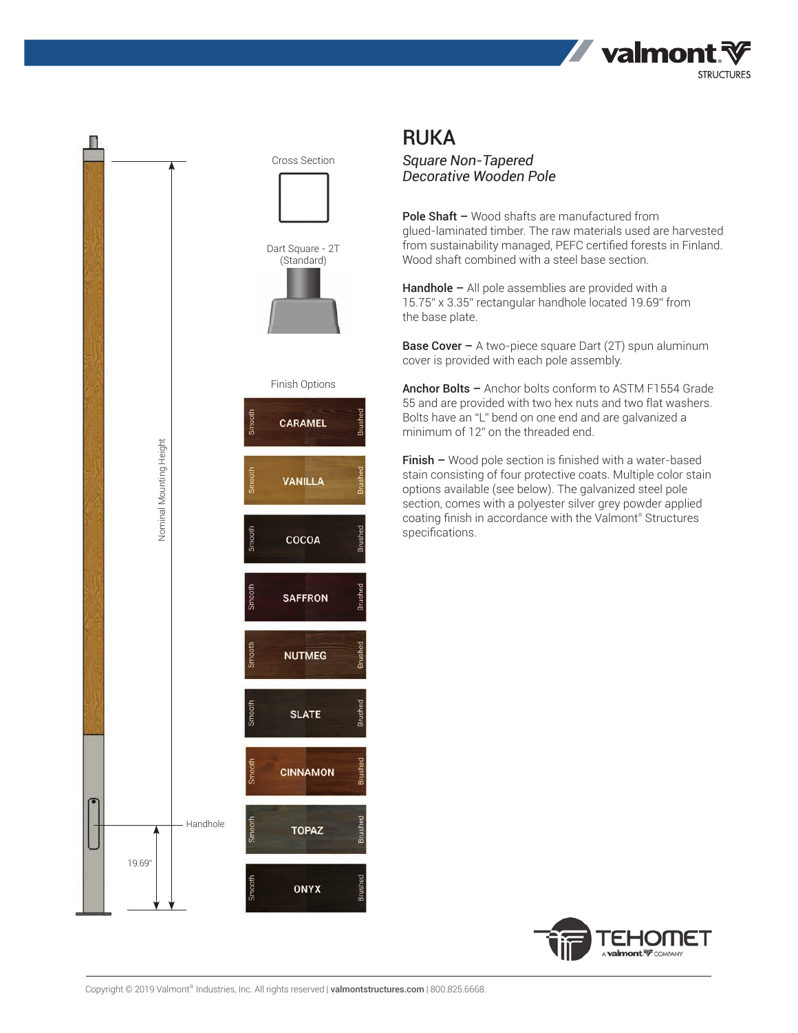# RUKA

*Square Non-Tapered*
*Decorative Wooden Pole*

Cross Section

Dart Square - 2T (Standard)

Finish Options

- CARAMEL (Smooth / Brushed)
- VANILLA (Smooth / Brushed)
- COCOA (Smooth / Brushed)
- SAFFRON (Smooth / Brushed)
- NUTMEG (Smooth / Brushed)
- SLATE (Smooth / Brushed)
- CINNAMON (Smooth / Brushed)
- TOPAZ (Smooth / Brushed)
- ONYX (Smooth / Brushed)

Nominal Mounting Height

Handhole

19.69"

**Pole Shaft –** Wood shafts are manufactured from glued-laminated timber. The raw materials used are harvested from sustainability managed, PEFC certified forests in Finland. Wood shaft combined with a steel base section.

**Handhole –** All pole assemblies are provided with a 15.75" x 3.35" rectangular handhole located 19.69" from the base plate.

**Base Cover –** A two-piece square Dart (2T) spun aluminum cover is provided with each pole assembly.

**Anchor Bolts –** Anchor bolts conform to ASTM F1554 Grade 55 and are provided with two hex nuts and two flat washers. Bolts have an "L" bend on one end and are galvanized a minimum of 12" on the threaded end.

**Finish –** Wood pole section is finished with a water-based stain consisting of four protective coats. Multiple color stain options available (see below). The galvanized steel pole section, comes with a polyester silver grey powder applied coating finish in accordance with the Valmont® Structures specifications.

TEHOMET A valmont COMPANY

Copyright © 2019 Valmont® Industries, Inc. All rights reserved | **valmontstructures.com** | 800.825.6668.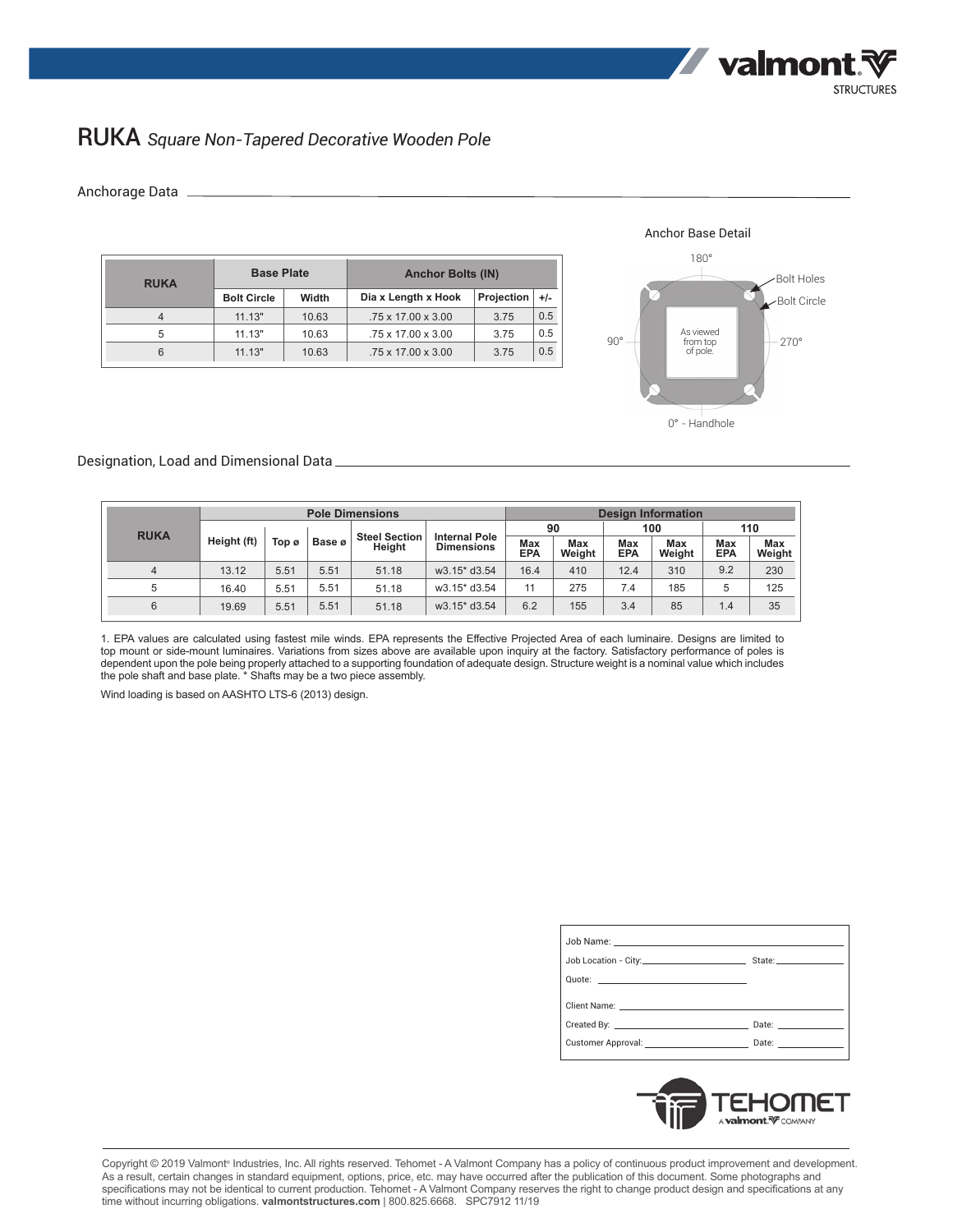# RUKA *Square Non-Tapered Decorative Wooden Pole*

## Anchorage Data

| RUKA | Base Plate | | Anchor Bolts (IN) | | |
|---|---|---|---|---|---|
| | Bolt Circle | Width | Dia x Length x Hook | Projection | +/- |
| 4 | 11.13" | 10.63 | .75 x 17.00 x 3.00 | 3.75 | 0.5 |
| 5 | 11.13" | 10.63 | .75 x 17.00 x 3.00 | 3.75 | 0.5 |
| 6 | 11.13" | 10.63 | .75 x 17.00 x 3.00 | 3.75 | 0.5 |

Anchor Base Detail

180°

Bolt Holes

Bolt Circle

90°

As viewed from top of pole.

270°

0° - Handhole

## Designation, Load and Dimensional Data

| RUKA | Pole Dimensions | | | | | Design Information | | | | | |
|---|---|---|---|---|---|---|---|---|---|---|---|
| | | | | | | 90 | | 100 | | 110 | |
| | Height (ft) | Top ø | Base ø | Steel Section Height | Internal Pole Dimensions | Max EPA | Max Weight | Max EPA | Max Weight | Max EPA | Max Weight |
| 4 | 13.12 | 5.51 | 5.51 | 51.18 | w3.15* d3.54 | 16.4 | 410 | 12.4 | 310 | 9.2 | 230 |
| 5 | 16.40 | 5.51 | 5.51 | 51.18 | w3.15* d3.54 | 11 | 275 | 7.4 | 185 | 5 | 125 |
| 6 | 19.69 | 5.51 | 5.51 | 51.18 | w3.15* d3.54 | 6.2 | 155 | 3.4 | 85 | 1.4 | 35 |

1. EPA values are calculated using fastest mile winds. EPA represents the Effective Projected Area of each luminaire. Designs are limited to top mount or side-mount luminaires. Variations from sizes above are available upon inquiry at the factory. Satisfactory performance of poles is dependent upon the pole being properly attached to a supporting foundation of adequate design. Structure weight is a nominal value which includes the pole shaft and base plate. * Shafts may be a two piece assembly.

Wind loading is based on AASHTO LTS-6 (2013) design.

Job Name: ____________________

Job Location - City: ____________________ State: __________

Quote: ____________________

Client Name: ____________________

Created By: ____________________ Date: __________

Customer Approval: ____________________ Date: __________

TEHOMET A valmont COMPANY

Copyright © 2019 Valmont® Industries, Inc. All rights reserved. Tehomet - A Valmont Company has a policy of continuous product improvement and development. As a result, certain changes in standard equipment, options, price, etc. may have occurred after the publication of this document. Some photographs and specifications may not be identical to current production. Tehomet - A Valmont Company reserves the right to change product design and specifications at any time without incurring obligations. **valmontstructures.com** | 800.825.6668. SPC7912 11/19